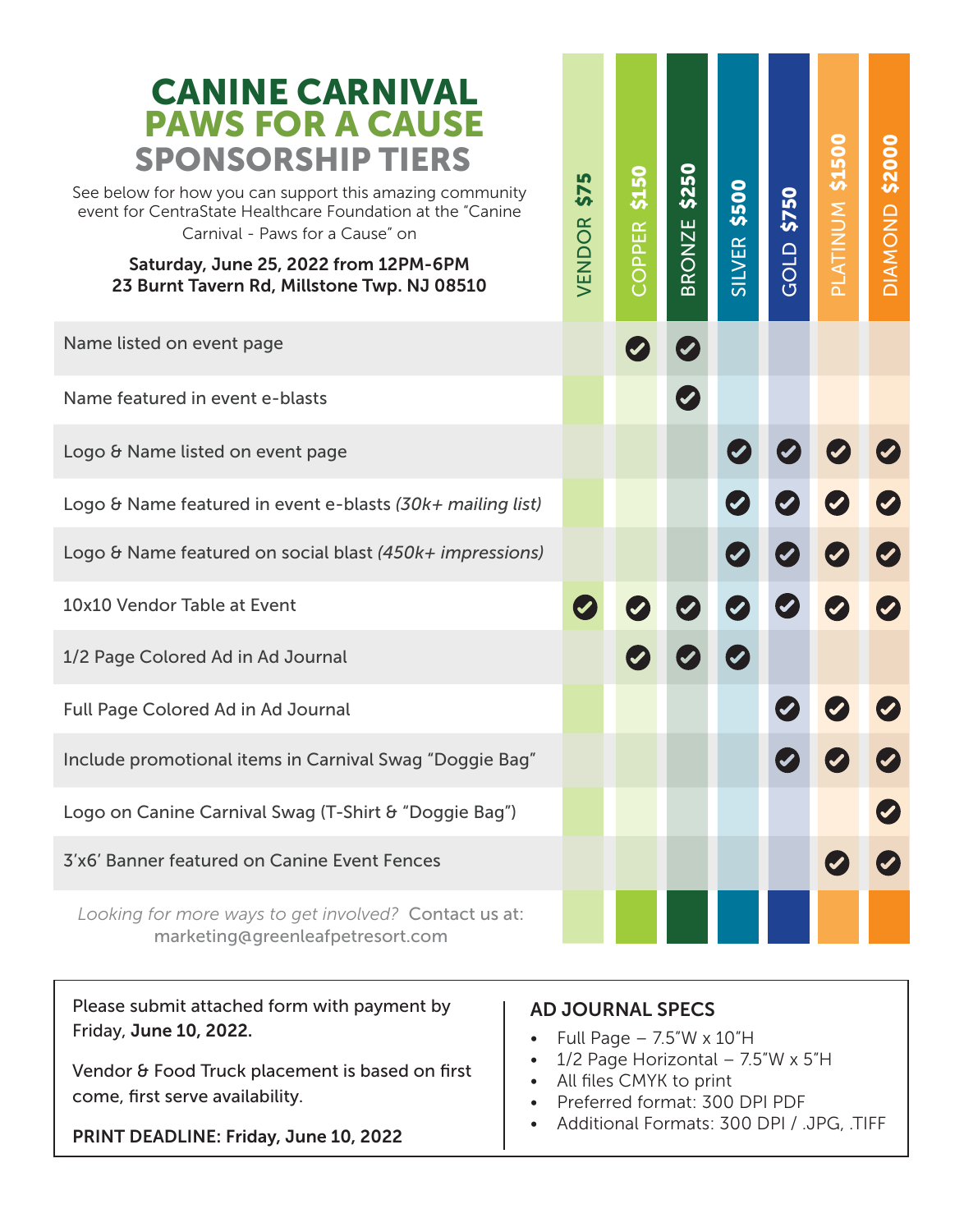# CANINE CARNIVAL
## PAWS FOR A CAUSE
## SPONSORSHIP TIERS

See below for how you can support this amazing community event for CentraState Healthcare Foundation at the "Canine Carnival - Paws for a Cause" on

**Saturday, June 25, 2022 from 12PM-6PM**
**23 Burnt Tavern Rd, Millstone Twp. NJ 08510**

| | VENDOR $75 | COPPER $150 | BRONZE $250 | SILVER $500 | GOLD $750 | PLATINUM $1500 | DIAMOND $2000 |
|---|---|---|---|---|---|---|---|
| Name listed on event page | | ✓ | ✓ | | | | |
| Name featured in event e-blasts | | | ✓ | | | | |
| Logo & Name listed on event page | | | | ✓ | ✓ | ✓ | ✓ |
| Logo & Name featured in event e-blasts *(30k+ mailing list)* | | | | ✓ | ✓ | ✓ | ✓ |
| Logo & Name featured on social blast *(450k+ impressions)* | | | | ✓ | ✓ | ✓ | ✓ |
| 10x10 Vendor Table at Event | ✓ | ✓ | ✓ | ✓ | ✓ | ✓ | ✓ |
| 1/2 Page Colored Ad in Ad Journal | | ✓ | ✓ | ✓ | | | |
| Full Page Colored Ad in Ad Journal | | | | | ✓ | ✓ | ✓ |
| Include promotional items in Carnival Swag "Doggie Bag" | | | | | ✓ | ✓ | ✓ |
| Logo on Canine Carnival Swag (T-Shirt & "Doggie Bag") | | | | | | | ✓ |
| 3'x6' Banner featured on Canine Event Fences | | | | | | ✓ | ✓ |

*Looking for more ways to get involved?* Contact us at: marketing@greenleafpetresort.com

Please submit attached form with payment by Friday, **June 10, 2022.**

Vendor & Food Truck placement is based on first come, first serve availability.

**PRINT DEADLINE: Friday, June 10, 2022**

### AD JOURNAL SPECS

- Full Page – 7.5"W x 10"H
- 1/2 Page Horizontal – 7.5"W x 5"H
- All files CMYK to print
- Preferred format: 300 DPI PDF
- Additional Formats: 300 DPI / .JPG, .TIFF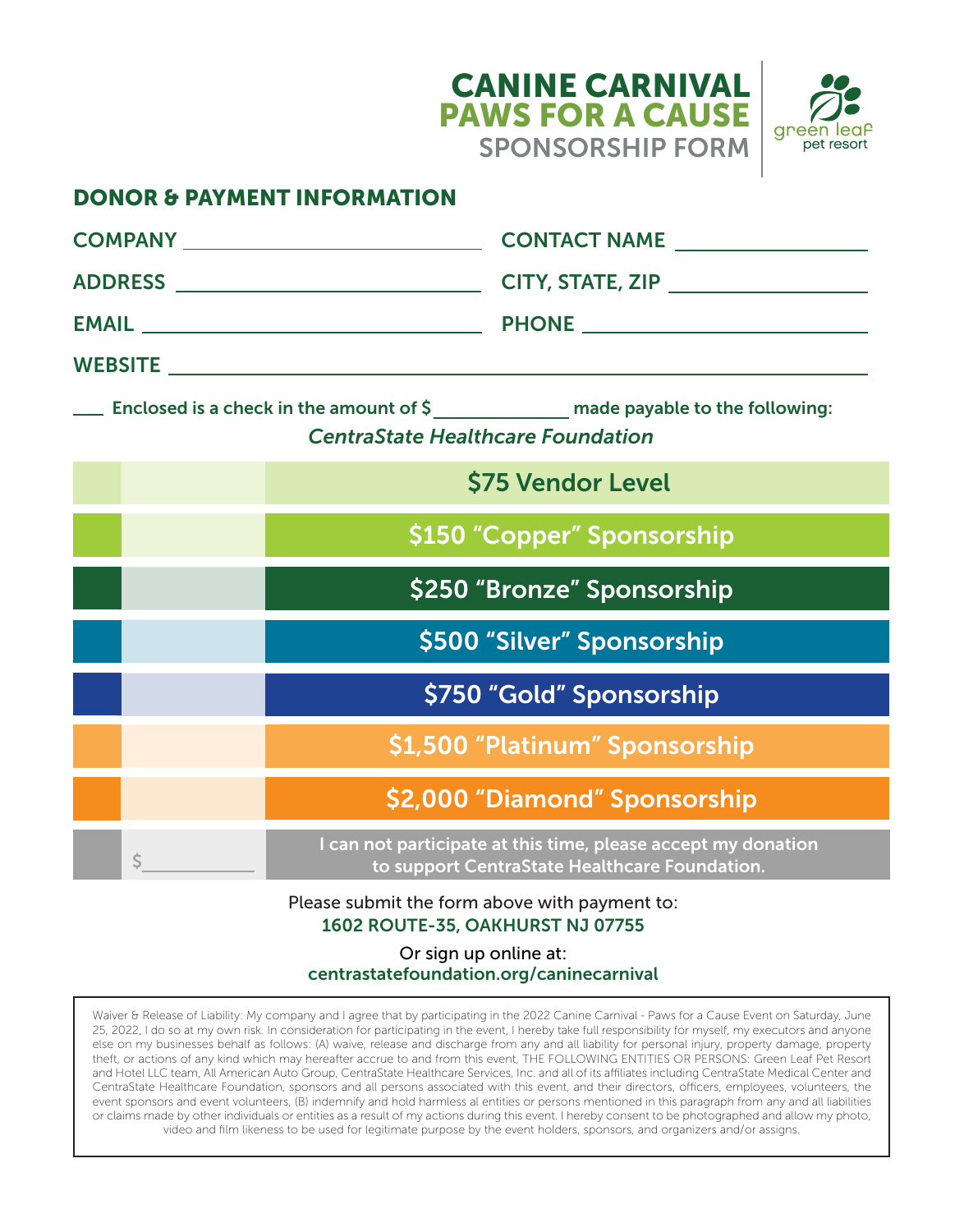# CANINE CARNIVAL
## PAWS FOR A CAUSE
### SPONSORSHIP FORM

green leaf pet resort

## DONOR & PAYMENT INFORMATION

COMPANY ______________________ CONTACT NAME ______________________

ADDRESS ______________________ CITY, STATE, ZIP ______________________

EMAIL ______________________ PHONE ______________________

WEBSITE ______________________________________________

___ Enclosed is a check in the amount of $ __________ made payable to the following:
*CentraState Healthcare Foundation*

| | | |
|---|---|---|
| | | $75 Vendor Level |
| | | $150 "Copper" Sponsorship |
| | | $250 "Bronze" Sponsorship |
| | | $500 "Silver" Sponsorship |
| | | $750 "Gold" Sponsorship |
| | | $1,500 "Platinum" Sponsorship |
| | | $2,000 "Diamond" Sponsorship |
| | $__________ | I can not participate at this time, please accept my donation to support CentraState Healthcare Foundation. |

Please submit the form above with payment to:
1602 ROUTE-35, OAKHURST NJ 07755

Or sign up online at:
centrastatefoundation.org/caninecarnival

Waiver & Release of Liability: My company and I agree that by participating in the 2022 Canine Carnival - Paws for a Cause Event on Saturday, June 25, 2022, I do so at my own risk. In consideration for participating in the event, I hereby take full responsibility for myself, my executors and anyone else on my businesses behalf as follows: (A) waive, release and discharge from any and all liability for personal injury, property damage, property theft, or actions of any kind which may hereafter accrue to and from this event, THE FOLLOWING ENTITIES OR PERSONS: Green Leaf Pet Resort and Hotel LLC team, All American Auto Group, CentraState Healthcare Services, Inc. and all of its affiliates including CentraState Medical Center and CentraState Healthcare Foundation, sponsors and all persons associated with this event, and their directors, officers, employees, volunteers, the event sponsors and event volunteers, (B) indemnify and hold harmless al entities or persons mentioned in this paragraph from any and all liabilities or claims made by other individuals or entities as a result of my actions during this event. I hereby consent to be photographed and allow my photo, video and film likeness to be used for legitimate purpose by the event holders, sponsors, and organizers and/or assigns.